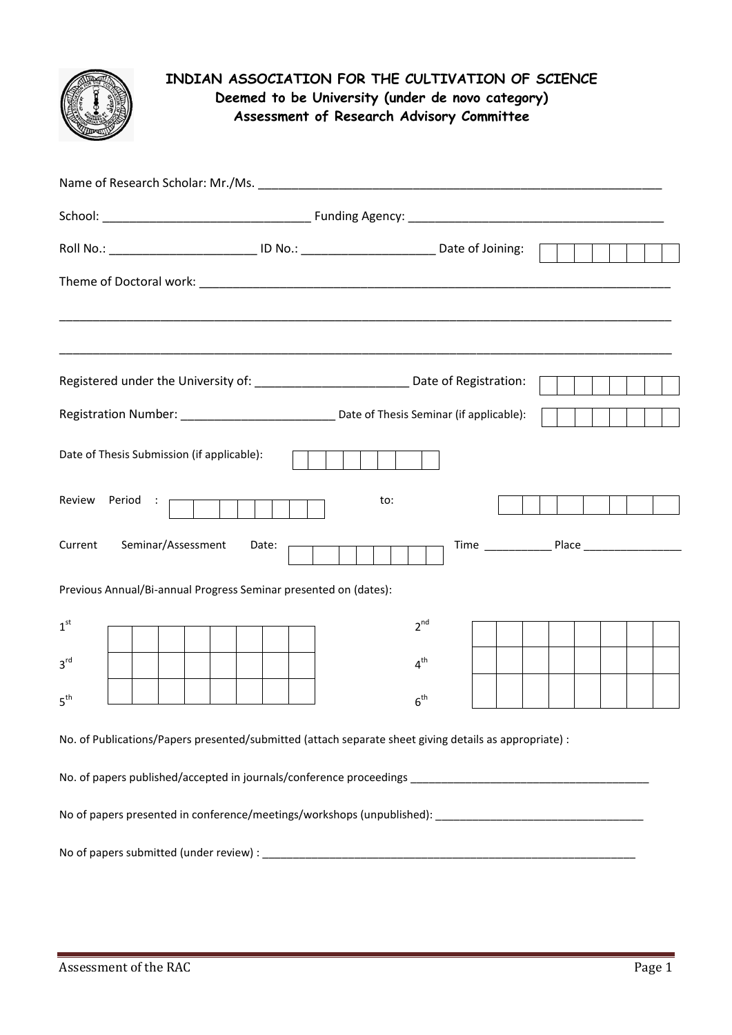# INDIAN ASSOCIATION FOR THE CULTIVATION OF SCIENCE

## Deemed to be University (under de novo category)

## Assessment of Research Advisory Committee

Name of Research Scholar: Mr./Ms. ____________________________________________________________

School: ______________________________ Funding Agency: ____________________________________

Roll No.: _____________________ ID No.: ___________________ Date of Joining: | | | | | | | | |

Theme of Doctoral work: ______________________________________________________________________

_____________________________________________________________________________________________

_____________________________________________________________________________________________

Registered under the University of: ______________________ Date of Registration: | | | | | | | | |

Registration Number: ______________________ Date of Thesis Seminar (if applicable): | | | | | | | | |

Date of Thesis Submission (if applicable): | | | | | | | | |

Review Period : | | | | | | | | | to: | | | | | | | | |

Current Seminar/Assessment Date: | | | | | | | | | Time ___________ Place ________________

Previous Annual/Bi-annual Progress Seminar presented on (dates):

| | | | | | | | | | | | | | | | | | | |
|---|---|---|---|---|---|---|---|---|---|---|---|---|---|---|---|---|---|---|
| 1st | | | | | | | | | 2nd | | | | | | | | | |
| 3rd | | | | | | | | | 4th | | | | | | | | | |
| 5th | | | | | | | | | 6th | | | | | | | | | |

No. of Publications/Papers presented/submitted (attach separate sheet giving details as appropriate) :

No. of papers published/accepted in journals/conference proceedings ________________________________________

No of papers presented in conference/meetings/workshops (unpublished): __________________________________

No of papers submitted (under review) : ______________________________________________________________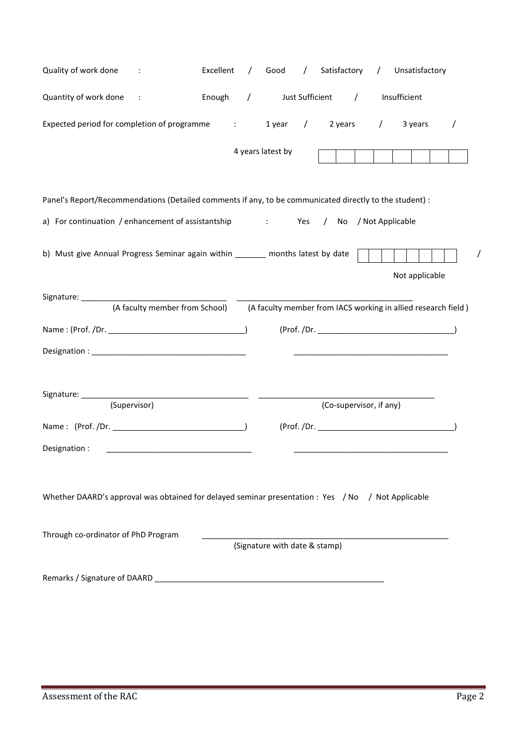Quality of work done : Excellent / Good / Satisfactory / Unsatisfactory

Quantity of work done : Enough / Just Sufficient / Insufficient

Expected period for completion of programme : 1 year / 2 years / 3 years /

4 years latest by | | | | | | | | |

Panel's Report/Recommendations (Detailed comments if any, to be communicated directly to the student) :

a) For continuation / enhancement of assistantship : Yes / No / Not Applicable

b) Must give Annual Progress Seminar again within _______ months latest by date | | | | | | | | | /

Not applicable

Signature: ________________________________ ________________________________________

(A faculty member from School) (A faculty member from IACS working in allied research field )

Name : (Prof. /Dr. _______________________________) (Prof. /Dr. _______________________________)

Designation : ___________________________________ ___________________________________

Signature: ______________________________________ ________________________________________

(Supervisor) (Co-supervisor, if any)

Name : (Prof. /Dr. ______________________________) (Prof. /Dr. _______________________________)

Designation : _________________________________ ___________________________________

Whether DAARD's approval was obtained for delayed seminar presentation : Yes / No / Not Applicable

Through co-ordinator of PhD Program __________________________________________________________

(Signature with date & stamp)

Remarks / Signature of DAARD _______________________________________________________